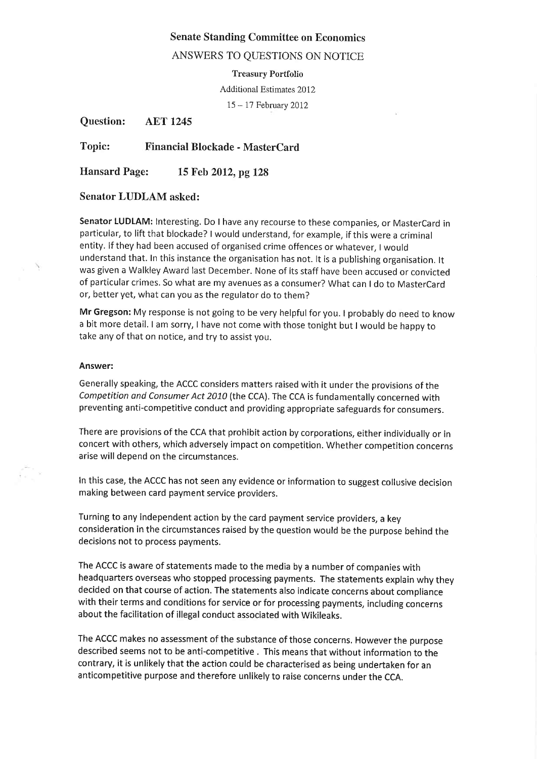**Senate Standing Committee on Economics**

ANSWERS TO QUESTIONS ON NOTICE

**Treasury Portfolio**

Additional Estimates 2012

15 – 17 February 2012

**Question:** **AET 1245**

**Topic:** **Financial Blockade - MasterCard**

**Hansard Page:** **15 Feb 2012, pg 128**

**Senator LUDLAM asked:**

**Senator LUDLAM:** Interesting. Do I have any recourse to these companies, or MasterCard in particular, to lift that blockade? I would understand, for example, if this were a criminal entity. If they had been accused of organised crime offences or whatever, I would understand that. In this instance the organisation has not. It is a publishing organisation. It was given a Walkley Award last December. None of its staff have been accused or convicted of particular crimes. So what are my avenues as a consumer? What can I do to MasterCard or, better yet, what can you as the regulator do to them?

**Mr Gregson:** My response is not going to be very helpful for you. I probably do need to know a bit more detail. I am sorry, I have not come with those tonight but I would be happy to take any of that on notice, and try to assist you.

**Answer:**

Generally speaking, the ACCC considers matters raised with it under the provisions of the *Competition and Consumer Act 2010* (the CCA). The CCA is fundamentally concerned with preventing anti-competitive conduct and providing appropriate safeguards for consumers.

There are provisions of the CCA that prohibit action by corporations, either individually or in concert with others, which adversely impact on competition. Whether competition concerns arise will depend on the circumstances.

In this case, the ACCC has not seen any evidence or information to suggest collusive decision making between card payment service providers.

Turning to any independent action by the card payment service providers, a key consideration in the circumstances raised by the question would be the purpose behind the decisions not to process payments.

The ACCC is aware of statements made to the media by a number of companies with headquarters overseas who stopped processing payments. The statements explain why they decided on that course of action. The statements also indicate concerns about compliance with their terms and conditions for service or for processing payments, including concerns about the facilitation of illegal conduct associated with Wikileaks.

The ACCC makes no assessment of the substance of those concerns. However the purpose described seems not to be anti-competitive . This means that without information to the contrary, it is unlikely that the action could be characterised as being undertaken for an anticompetitive purpose and therefore unlikely to raise concerns under the CCA.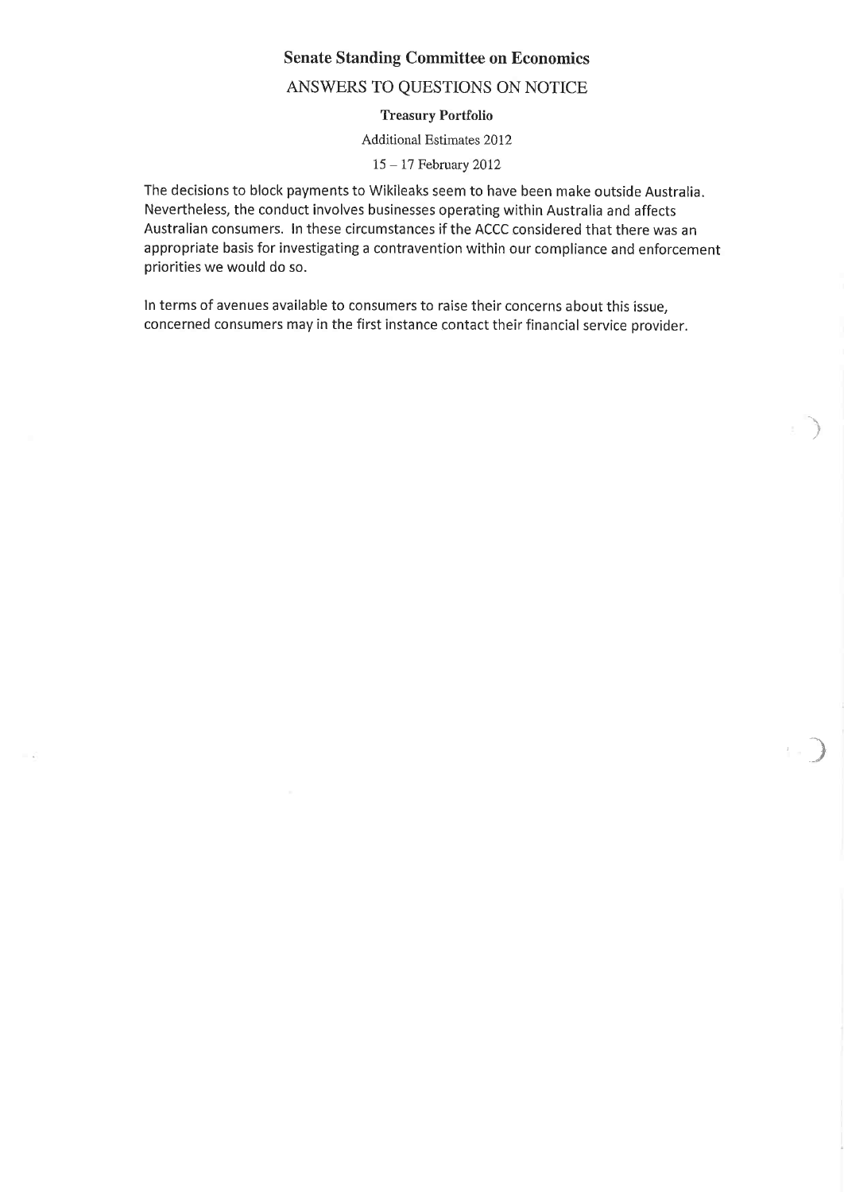The decisions to block payments to Wikileaks seem to have been make outside Australia. Nevertheless, the conduct involves businesses operating within Australia and affects Australian consumers. In these circumstances if the ACCC considered that there was an appropriate basis for investigating a contravention within our compliance and enforcement priorities we would do so.

In terms of avenues available to consumers to raise their concerns about this issue, concerned consumers may in the first instance contact their financial service provider.